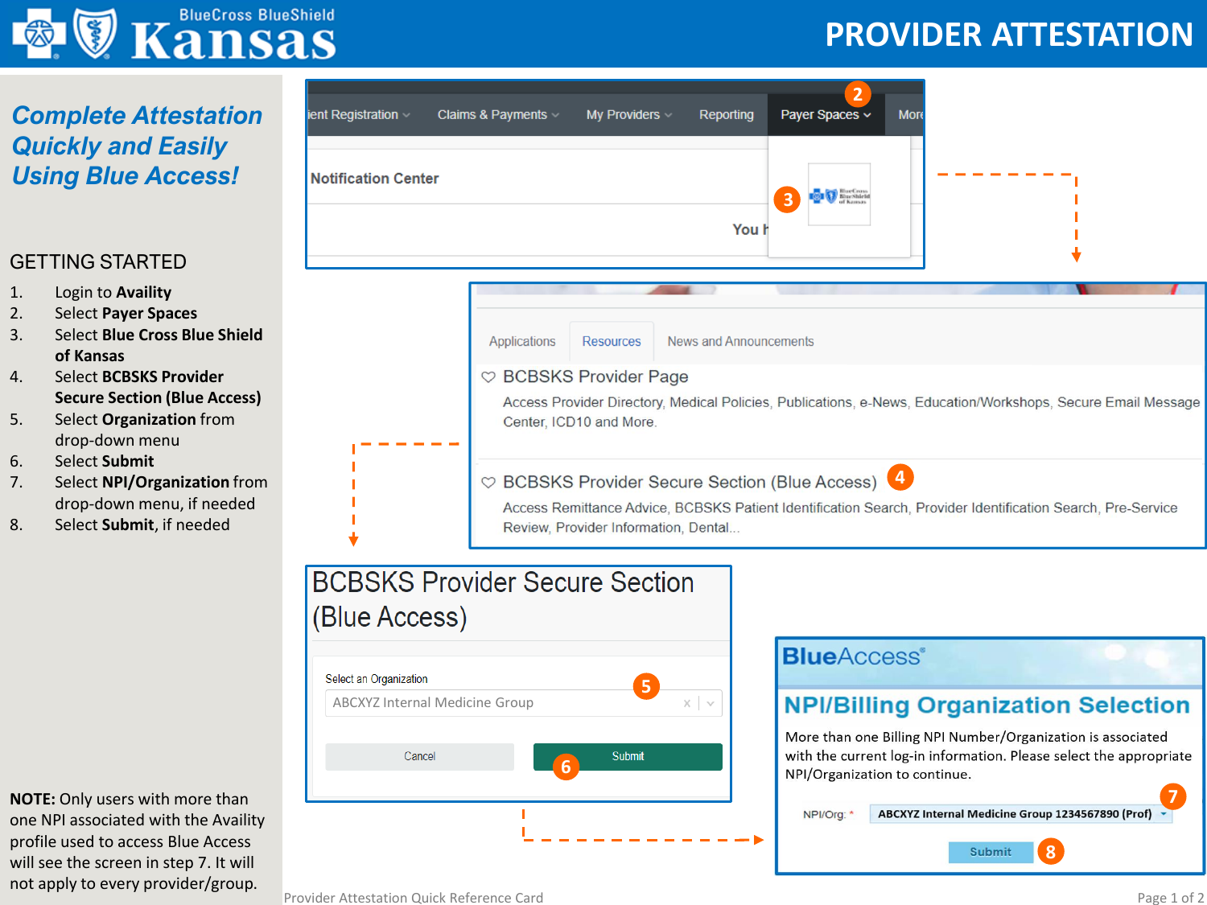# PROVIDER ATTESTATION

## *Complete Attestation Quickly and Easily Using Blue Access!*

### GETTING STARTED

1. Login to **Availity**
2. Select **Payer Spaces**
3. Select **Blue Cross Blue Shield of Kansas**
4. Select **BCBSKS Provider Secure Section (Blue Access)**
5. Select **Organization** from drop-down menu
6. Select **Submit**
7. Select **NPI/Organization** from drop-down menu, if needed
8. Select **Submit**, if needed

**NOTE:** Only users with more than one NPI associated with the Availity profile used to access Blue Access will see the screen in step 7. It will not apply to every provider/group.

ient Registration | Claims & Payments | My Providers | Reporting | Payer Spaces (2) | More

Notification Center

You h

(3)

Applications | Resources | News and Announcements

**BCBSKS Provider Page**

Access Provider Directory, Medical Policies, Publications, e-News, Education/Workshops, Secure Email Message Center, ICD10 and More.

**BCBSKS Provider Secure Section (Blue Access)** (4)

Access Remittance Advice, BCBSKS Patient Identification Search, Provider Identification Search, Pre-Service Review, Provider Information, Dental...

**BCBSKS Provider Secure Section (Blue Access)**

Select an Organization (5)

ABCXYZ Internal Medicine Group

Cancel | Submit (6)

**BlueAccess®**

**NPI/Billing Organization Selection**

More than one Billing NPI Number/Organization is associated with the current log-in information. Please select the appropriate NPI/Organization to continue.

NPI/Org: * ABCXYZ Internal Medicine Group 1234567890 (Prof) (7)

Submit (8)

Provider Attestation Quick Reference Card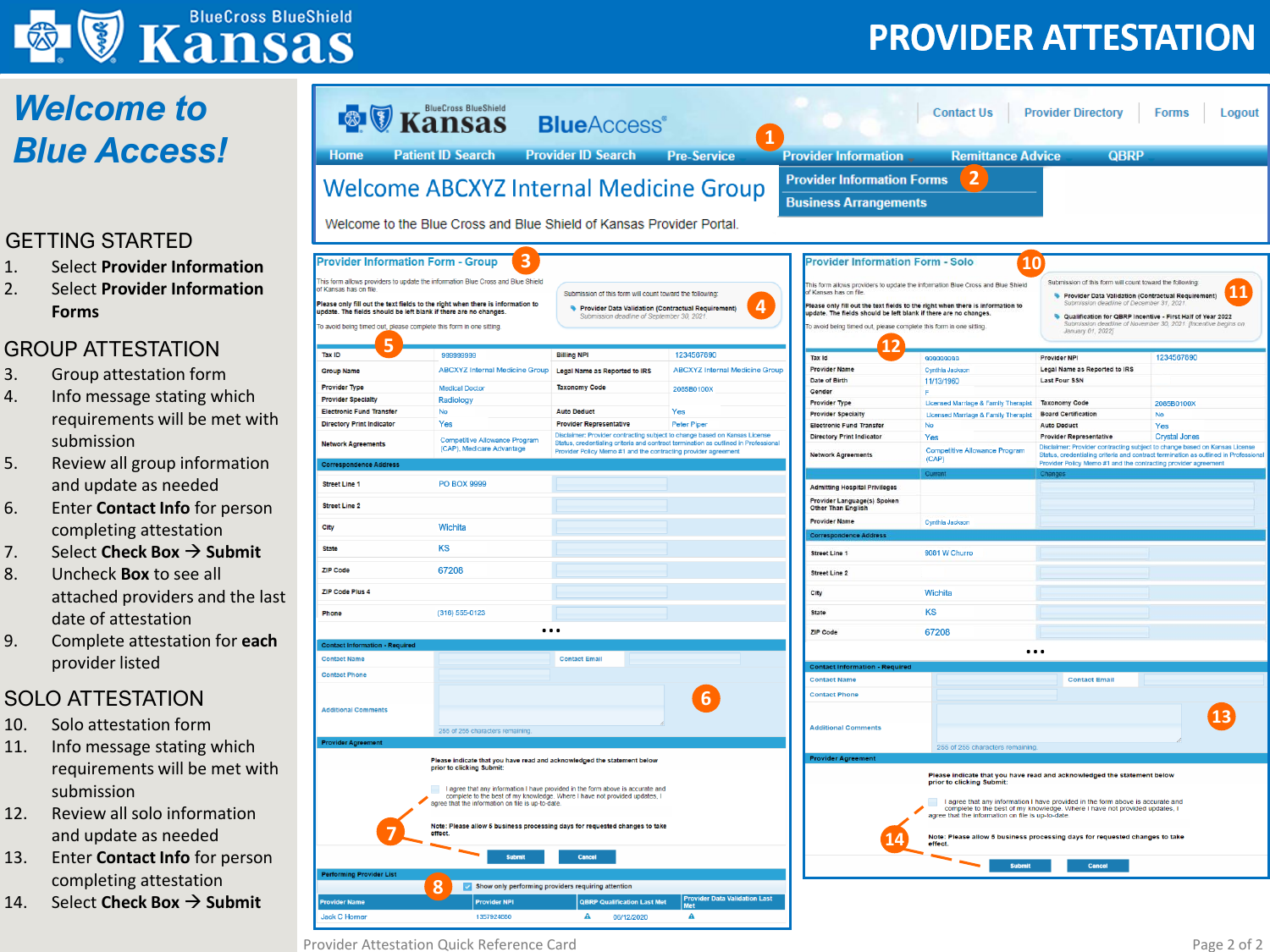# PROVIDER ATTESTATION

## *Welcome to Blue Access!*

### GETTING STARTED

1. Select **Provider Information**
2. Select **Provider Information Forms**

### GROUP ATTESTATION

3. Group attestation form
4. Info message stating which requirements will be met with submission
5. Review all group information and update as needed
6. Enter **Contact Info** for person completing attestation
7. Select **Check Box → Submit**
8. Uncheck **Box** to see all attached providers and the last date of attestation
9. Complete attestation for **each** provider listed

### SOLO ATTESTATION

10. Solo attestation form
11. Info message stating which requirements will be met with submission
12. Review all solo information and update as needed
13. Enter **Contact Info** for person completing attestation
14. Select **Check Box → Submit**